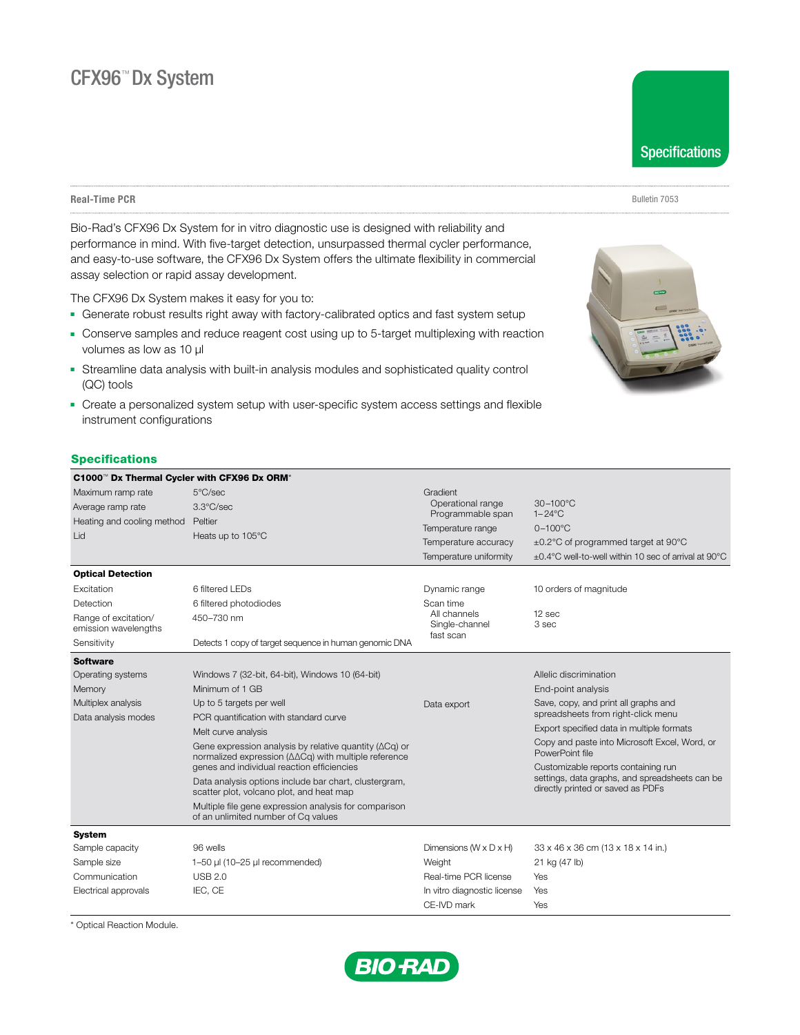# CFX96™ Dx System

Specifications

**Real-Time PCR**

Bulletin 7053

Bio-Rad's CFX96 Dx System for in vitro diagnostic use is designed with reliability and performance in mind. With five-target detection, unsurpassed thermal cycler performance, and easy-to-use software, the CFX96 Dx System offers the ultimate flexibility in commercial assay selection or rapid assay development.

The CFX96 Dx System makes it easy for you to:

- Generate robust results right away with factory-calibrated optics and fast system setup
- Conserve samples and reduce reagent cost using up to 5-target multiplexing with reaction volumes as low as 10 µl
- Streamline data analysis with built-in analysis modules and sophisticated quality control (QC) tools
- Create a personalized system setup with user-specific system access settings and flexible instrument configurations

## Specifications

| **C1000™ Dx Thermal Cycler with CFX96 Dx ORM*** | | | |
|---|---|---|---|
| Maximum ramp rate | 5°C/sec | Gradient | |
| Average ramp rate | 3.3°C/sec | Operational range | 30–100°C |
| Heating and cooling method | Peltier | Programmable span | 1–24°C |
| Lid | Heats up to 105°C | Temperature range | 0–100°C |
| | | Temperature accuracy | ±0.2°C of programmed target at 90°C |
| | | Temperature uniformity | ±0.4°C well-to-well within 10 sec of arrival at 90°C |
| **Optical Detection** | | | |
| Excitation | 6 filtered LEDs | Dynamic range | 10 orders of magnitude |
| Detection | 6 filtered photodiodes | Scan time | |
| Range of excitation/emission wavelengths | 450–730 nm | All channels | 12 sec |
| | | Single-channel fast scan | 3 sec |
| Sensitivity | Detects 1 copy of target sequence in human genomic DNA | | |
| **Software** | | | |
| Operating systems | Windows 7 (32-bit, 64-bit), Windows 10 (64-bit) | | Allelic discrimination |
| Memory | Minimum of 1 GB | | End-point analysis |
| Multiplex analysis | Up to 5 targets per well | Data export | Save, copy, and print all graphs and spreadsheets from right-click menu |
| Data analysis modes | PCR quantification with standard curve | | Export specified data in multiple formats |
| | Melt curve analysis | | Copy and paste into Microsoft Excel, Word, or PowerPoint file |
| | Gene expression analysis by relative quantity (ΔCq) or normalized expression (ΔΔCq) with multiple reference genes and individual reaction efficiencies | | Customizable reports containing run settings, data graphs, and spreadsheets can be directly printed or saved as PDFs |
| | Data analysis options include bar chart, clustergram, scatter plot, volcano plot, and heat map | | |
| | Multiple file gene expression analysis for comparison of an unlimited number of Cq values | | |
| **System** | | | |
| Sample capacity | 96 wells | Dimensions (W x D x H) | 33 x 46 x 36 cm (13 x 18 x 14 in.) |
| Sample size | 1–50 µl (10–25 µl recommended) | Weight | 21 kg (47 lb) |
| Communication | USB 2.0 | Real-time PCR license | Yes |
| Electrical approvals | IEC, CE | In vitro diagnostic license | Yes |
| | | CE-IVD mark | Yes |

\* Optical Reaction Module.

BIO-RAD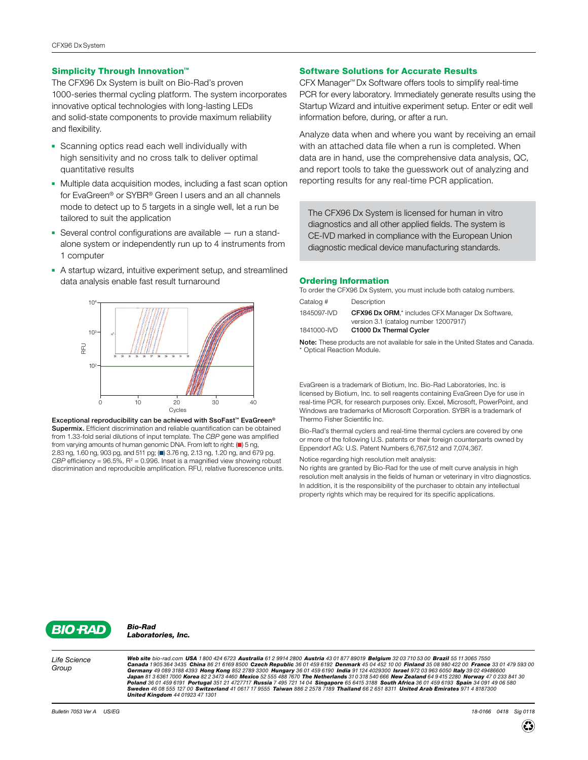## Simplicity Through Innovation™

The CFX96 Dx System is built on Bio-Rad's proven 1000-series thermal cycling platform. The system incorporates innovative optical technologies with long-lasting LEDs and solid-state components to provide maximum reliability and flexibility.

- Scanning optics read each well individually with high sensitivity and no cross talk to deliver optimal quantitative results
- Multiple data acquisition modes, including a fast scan option for EvaGreen® or SYBR® Green I users and an all channels mode to detect up to 5 targets in a single well, let a run be tailored to suit the application
- Several control configurations are available — run a stand-alone system or independently run up to 4 instruments from 1 computer
- A startup wizard, intuitive experiment setup, and streamlined data analysis enable fast result turnaround

$10^4$
$10^3$
$10^2$
RFU
0
10
20
30
40
Cycles

**Exceptional reproducibility can be achieved with SsoFast™ EvaGreen® Supermix.** Efficient discrimination and reliable quantification can be obtained from 1.33-fold serial dilutions of input template. The *CBP* gene was amplified from varying amounts of human genomic DNA. From left to right: (■) 5 ng, 2.83 ng, 1.60 ng, 903 pg, and 511 pg; (■) 3.76 ng, 2.13 ng, 1.20 ng, and 679 pg. *CBP* efficiency = 96.5%, $R^2$ = 0.996. Inset is a magnified view showing robust discrimination and reproducible amplification. RFU, relative fluorescence units.

## Software Solutions for Accurate Results

CFX Manager™ Dx Software offers tools to simplify real-time PCR for every laboratory. Immediately generate results using the Startup Wizard and intuitive experiment setup. Enter or edit well information before, during, or after a run.

Analyze data when and where you want by receiving an email with an attached data file when a run is completed. When data are in hand, use the comprehensive data analysis, QC, and report tools to take the guesswork out of analyzing and reporting results for any real-time PCR application.

The CFX96 Dx System is licensed for human in vitro diagnostics and all other applied fields. The system is CE-IVD marked in compliance with the European Union diagnostic medical device manufacturing standards.

## Ordering Information

To order the CFX96 Dx System, you must include both catalog numbers.

| Catalog # | Description |
|---|---|
| 1845097-IVD | **CFX96 Dx ORM**,* includes CFX Manager Dx Software, version 3.1 (catalog number 12007917) |
| 1841000-IVD | **C1000 Dx Thermal Cycler** |

**Note:** These products are not available for sale in the United States and Canada.
\* Optical Reaction Module.

EvaGreen is a trademark of Biotium, Inc. Bio-Rad Laboratories, Inc. is licensed by Biotium, Inc. to sell reagents containing EvaGreen Dye for use in real-time PCR, for research purposes only. Excel, Microsoft, PowerPoint, and Windows are trademarks of Microsoft Corporation. SYBR is a trademark of Thermo Fisher Scientific Inc.

Bio-Rad's thermal cyclers and real-time thermal cyclers are covered by one or more of the following U.S. patents or their foreign counterparts owned by Eppendorf AG: U.S. Patent Numbers 6,767,512 and 7,074,367.

Notice regarding high resolution melt analysis:
No rights are granted by Bio-Rad for the use of melt curve analysis in high resolution melt analysis in the fields of human or veterinary in vitro diagnostics. In addition, it is the responsibility of the purchaser to obtain any intellectual property rights which may be required for its specific applications.

**BIO-RAD** ***Bio-Rad Laboratories, Inc.***

*Life Science Group*

***Web site*** *bio-rad.com* ***USA*** *1 800 424 6723* ***Australia*** *61 2 9914 2800* ***Austria*** *43 01 877 89019* ***Belgium*** *32 03 710 53 00* ***Brazil*** *55 11 3065 7550* ***Canada*** *1 905 364 3435* ***China*** *86 21 6169 8500* ***Czech Republic*** *36 01 459 6192* ***Denmark*** *45 04 452 10 00* ***Finland*** *35 08 980 422 00* ***France*** *33 01 479 593 00* ***Germany*** *49 089 3188 4393* ***Hong Kong*** *852 2789 3300* ***Hungary*** *36 01 459 6190* ***India*** *91 124 4029300* ***Israel*** *972 03 963 6050* ***Italy*** *39 02 49486600* ***Japan*** *81 3 6361 7000* ***Korea*** *82 2 3473 4460* ***Mexico*** *52 555 488 7670* ***The Netherlands*** *31 0 318 540 666* ***New Zealand*** *64 9 415 2280* ***Norway*** *47 0 233 841 30* ***Poland*** *36 01 459 6191* ***Portugal*** *351 21 4727717* ***Russia*** *7 495 721 14 04* ***Singapore*** *65 6415 3188* ***South Africa*** *36 01 459 6193* ***Spain*** *34 091 49 06 580* ***Sweden*** *46 08 555 127 00* ***Switzerland*** *41 0617 17 9555* ***Taiwan*** *886 2 2578 7189* ***Thailand*** *66 2 651 8311* ***United Arab Emirates*** *971 4 8187300* ***United Kingdom*** *44 01923 47 1301*

*Bulletin 7053 Ver A US/EG* *18-0166 0418 Sig 0118*